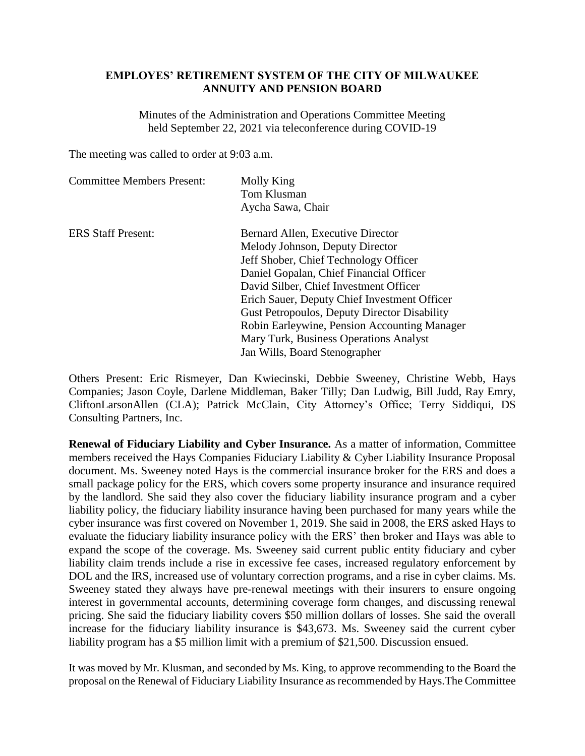**EMPLOYES' RETIREMENT SYSTEM OF THE CITY OF MILWAUKEE**
**ANNUITY AND PENSION BOARD**

Minutes of the Administration and Operations Committee Meeting held September 22, 2021 via teleconference during COVID-19

The meeting was called to order at 9:03 a.m.

Committee Members Present: Molly King
Tom Klusman
Aycha Sawa, Chair

ERS Staff Present: Bernard Allen, Executive Director
Melody Johnson, Deputy Director
Jeff Shober, Chief Technology Officer
Daniel Gopalan, Chief Financial Officer
David Silber, Chief Investment Officer
Erich Sauer, Deputy Chief Investment Officer
Gust Petropoulos, Deputy Director Disability
Robin Earleywine, Pension Accounting Manager
Mary Turk, Business Operations Analyst
Jan Wills, Board Stenographer

Others Present: Eric Rismeyer, Dan Kwiecinski, Debbie Sweeney, Christine Webb, Hays Companies; Jason Coyle, Darlene Middleman, Baker Tilly; Dan Ludwig, Bill Judd, Ray Emry, CliftonLarsonAllen (CLA); Patrick McClain, City Attorney's Office; Terry Siddiqui, DS Consulting Partners, Inc.

**Renewal of Fiduciary Liability and Cyber Insurance.** As a matter of information, Committee members received the Hays Companies Fiduciary Liability & Cyber Liability Insurance Proposal document. Ms. Sweeney noted Hays is the commercial insurance broker for the ERS and does a small package policy for the ERS, which covers some property insurance and insurance required by the landlord. She said they also cover the fiduciary liability insurance program and a cyber liability policy, the fiduciary liability insurance having been purchased for many years while the cyber insurance was first covered on November 1, 2019. She said in 2008, the ERS asked Hays to evaluate the fiduciary liability insurance policy with the ERS' then broker and Hays was able to expand the scope of the coverage. Ms. Sweeney said current public entity fiduciary and cyber liability claim trends include a rise in excessive fee cases, increased regulatory enforcement by DOL and the IRS, increased use of voluntary correction programs, and a rise in cyber claims. Ms. Sweeney stated they always have pre-renewal meetings with their insurers to ensure ongoing interest in governmental accounts, determining coverage form changes, and discussing renewal pricing. She said the fiduciary liability covers $50 million dollars of losses. She said the overall increase for the fiduciary liability insurance is $43,673. Ms. Sweeney said the current cyber liability program has a $5 million limit with a premium of $21,500. Discussion ensued.

It was moved by Mr. Klusman, and seconded by Ms. King, to approve recommending to the Board the proposal on the Renewal of Fiduciary Liability Insurance as recommended by Hays.The Committee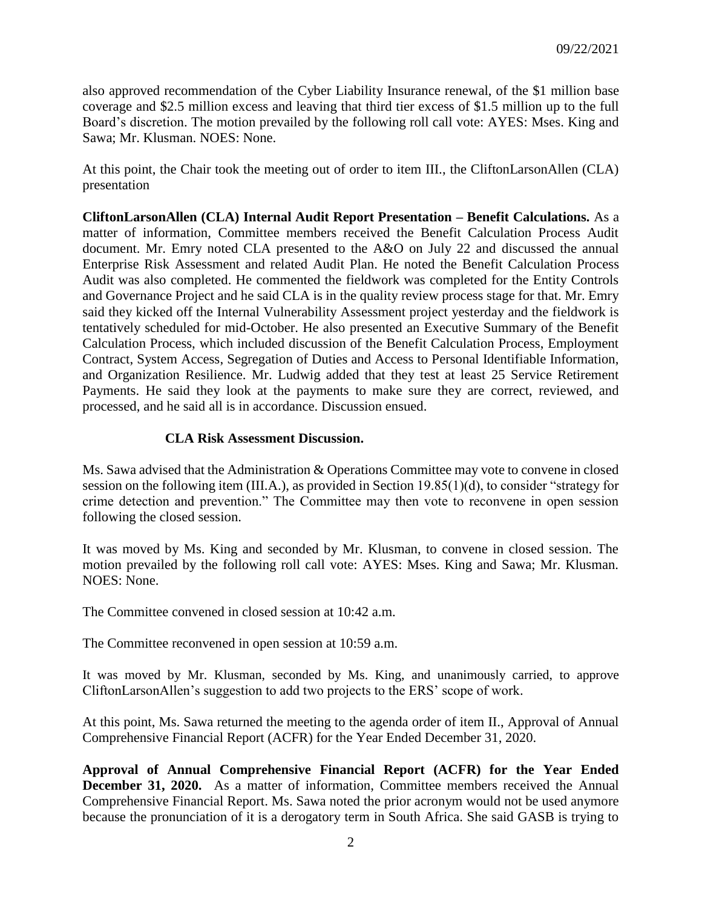also approved recommendation of the Cyber Liability Insurance renewal, of the $1 million base coverage and $2.5 million excess and leaving that third tier excess of $1.5 million up to the full Board's discretion. The motion prevailed by the following roll call vote: AYES: Mses. King and Sawa; Mr. Klusman. NOES: None.

At this point, the Chair took the meeting out of order to item III., the CliftonLarsonAllen (CLA) presentation

**CliftonLarsonAllen (CLA) Internal Audit Report Presentation – Benefit Calculations.** As a matter of information, Committee members received the Benefit Calculation Process Audit document. Mr. Emry noted CLA presented to the A&O on July 22 and discussed the annual Enterprise Risk Assessment and related Audit Plan. He noted the Benefit Calculation Process Audit was also completed. He commented the fieldwork was completed for the Entity Controls and Governance Project and he said CLA is in the quality review process stage for that. Mr. Emry said they kicked off the Internal Vulnerability Assessment project yesterday and the fieldwork is tentatively scheduled for mid-October. He also presented an Executive Summary of the Benefit Calculation Process, which included discussion of the Benefit Calculation Process, Employment Contract, System Access, Segregation of Duties and Access to Personal Identifiable Information, and Organization Resilience. Mr. Ludwig added that they test at least 25 Service Retirement Payments. He said they look at the payments to make sure they are correct, reviewed, and processed, and he said all is in accordance. Discussion ensued.

**CLA Risk Assessment Discussion.**

Ms. Sawa advised that the Administration & Operations Committee may vote to convene in closed session on the following item (III.A.), as provided in Section 19.85(1)(d), to consider "strategy for crime detection and prevention." The Committee may then vote to reconvene in open session following the closed session.

It was moved by Ms. King and seconded by Mr. Klusman, to convene in closed session. The motion prevailed by the following roll call vote: AYES: Mses. King and Sawa; Mr. Klusman. NOES: None.

The Committee convened in closed session at 10:42 a.m.

The Committee reconvened in open session at 10:59 a.m.

It was moved by Mr. Klusman, seconded by Ms. King, and unanimously carried, to approve CliftonLarsonAllen's suggestion to add two projects to the ERS' scope of work.

At this point, Ms. Sawa returned the meeting to the agenda order of item II., Approval of Annual Comprehensive Financial Report (ACFR) for the Year Ended December 31, 2020.

**Approval of Annual Comprehensive Financial Report (ACFR) for the Year Ended December 31, 2020.** As a matter of information, Committee members received the Annual Comprehensive Financial Report. Ms. Sawa noted the prior acronym would not be used anymore because the pronunciation of it is a derogatory term in South Africa. She said GASB is trying to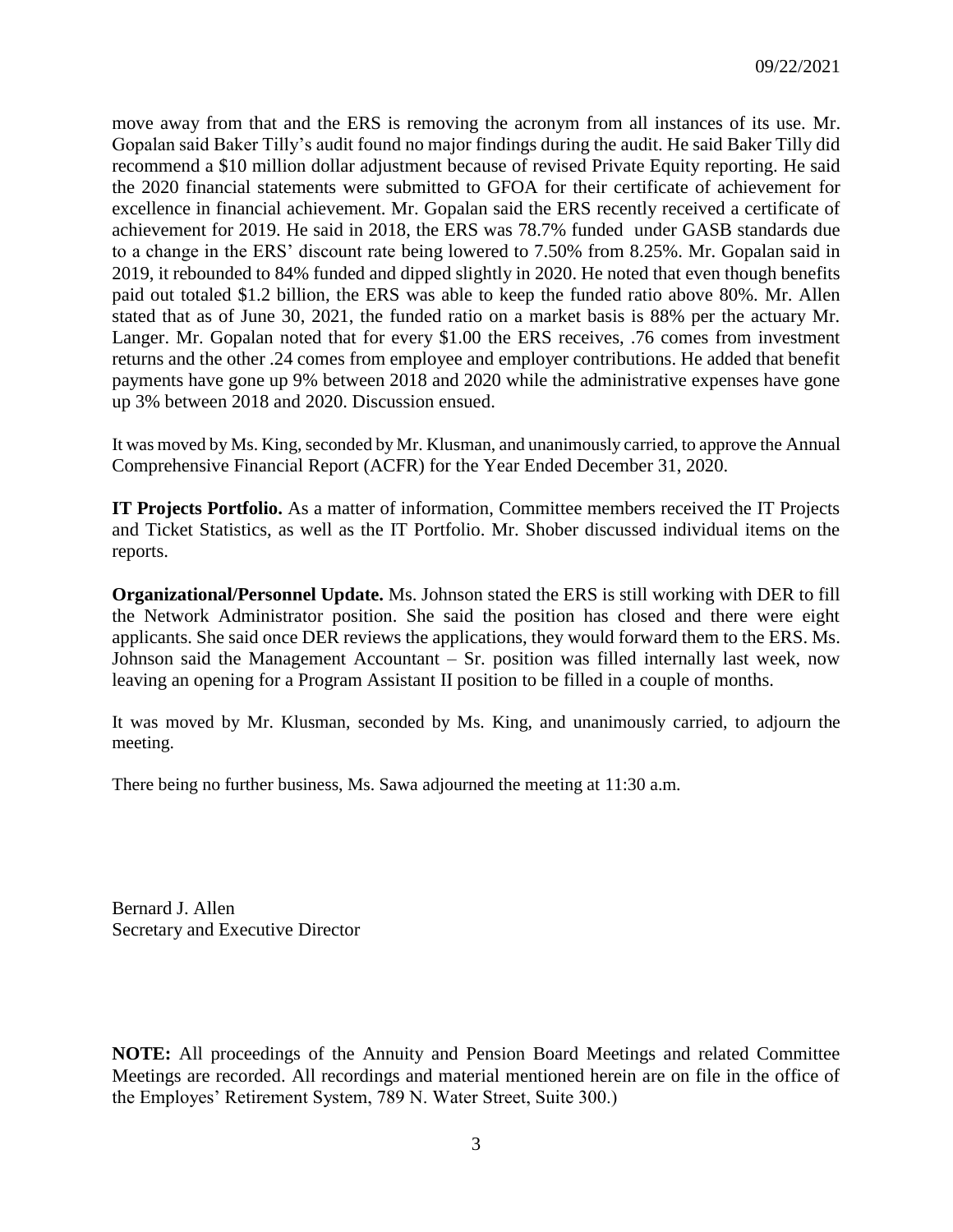move away from that and the ERS is removing the acronym from all instances of its use. Mr. Gopalan said Baker Tilly's audit found no major findings during the audit. He said Baker Tilly did recommend a $10 million dollar adjustment because of revised Private Equity reporting. He said the 2020 financial statements were submitted to GFOA for their certificate of achievement for excellence in financial achievement. Mr. Gopalan said the ERS recently received a certificate of achievement for 2019. He said in 2018, the ERS was 78.7% funded under GASB standards due to a change in the ERS' discount rate being lowered to 7.50% from 8.25%. Mr. Gopalan said in 2019, it rebounded to 84% funded and dipped slightly in 2020. He noted that even though benefits paid out totaled $1.2 billion, the ERS was able to keep the funded ratio above 80%. Mr. Allen stated that as of June 30, 2021, the funded ratio on a market basis is 88% per the actuary Mr. Langer. Mr. Gopalan noted that for every $1.00 the ERS receives, .76 comes from investment returns and the other .24 comes from employee and employer contributions. He added that benefit payments have gone up 9% between 2018 and 2020 while the administrative expenses have gone up 3% between 2018 and 2020. Discussion ensued.

It was moved by Ms. King, seconded by Mr. Klusman, and unanimously carried, to approve the Annual Comprehensive Financial Report (ACFR) for the Year Ended December 31, 2020.

**IT Projects Portfolio.** As a matter of information, Committee members received the IT Projects and Ticket Statistics, as well as the IT Portfolio. Mr. Shober discussed individual items on the reports.

**Organizational/Personnel Update.** Ms. Johnson stated the ERS is still working with DER to fill the Network Administrator position. She said the position has closed and there were eight applicants. She said once DER reviews the applications, they would forward them to the ERS. Ms. Johnson said the Management Accountant – Sr. position was filled internally last week, now leaving an opening for a Program Assistant II position to be filled in a couple of months.

It was moved by Mr. Klusman, seconded by Ms. King, and unanimously carried, to adjourn the meeting.

There being no further business, Ms. Sawa adjourned the meeting at 11:30 a.m.

Bernard J. Allen
Secretary and Executive Director

**NOTE:** All proceedings of the Annuity and Pension Board Meetings and related Committee Meetings are recorded. All recordings and material mentioned herein are on file in the office of the Employes' Retirement System, 789 N. Water Street, Suite 300.)